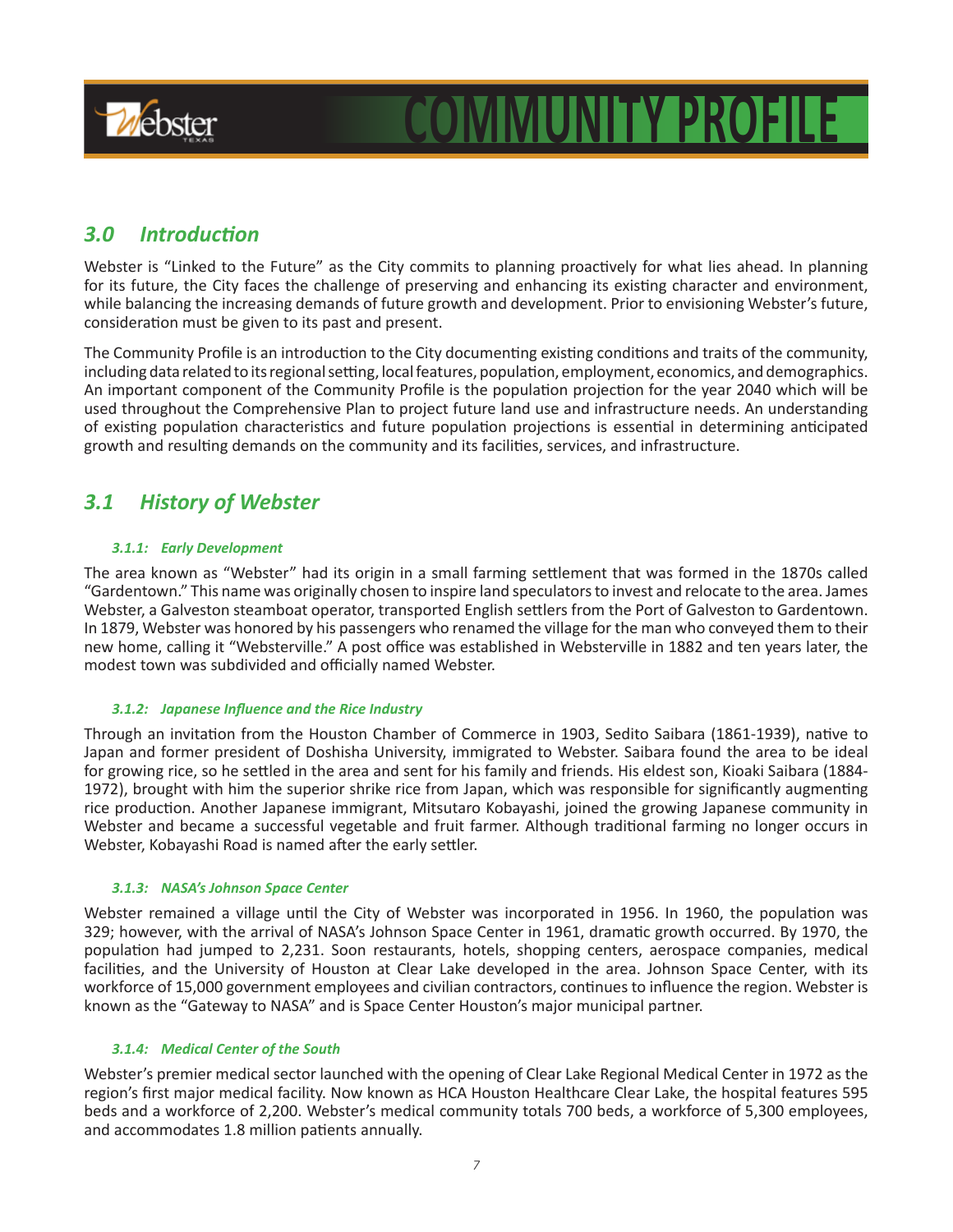# COMMUNITY PROFILE

## 3.0 Introduction

Webster is "Linked to the Future" as the City commits to planning proactively for what lies ahead. In planning for its future, the City faces the challenge of preserving and enhancing its existing character and environment, while balancing the increasing demands of future growth and development. Prior to envisioning Webster's future, consideration must be given to its past and present.

The Community Profile is an introduction to the City documenting existing conditions and traits of the community, including data related to its regional setting, local features, population, employment, economics, and demographics. An important component of the Community Profile is the population projection for the year 2040 which will be used throughout the Comprehensive Plan to project future land use and infrastructure needs. An understanding of existing population characteristics and future population projections is essential in determining anticipated growth and resulting demands on the community and its facilities, services, and infrastructure.

## 3.1 History of Webster

### 3.1.1: Early Development

The area known as "Webster" had its origin in a small farming settlement that was formed in the 1870s called "Gardentown." This name was originally chosen to inspire land speculators to invest and relocate to the area. James Webster, a Galveston steamboat operator, transported English settlers from the Port of Galveston to Gardentown. In 1879, Webster was honored by his passengers who renamed the village for the man who conveyed them to their new home, calling it "Websterville." A post office was established in Websterville in 1882 and ten years later, the modest town was subdivided and officially named Webster.

### 3.1.2: Japanese Influence and the Rice Industry

Through an invitation from the Houston Chamber of Commerce in 1903, Sedito Saibara (1861-1939), native to Japan and former president of Doshisha University, immigrated to Webster. Saibara found the area to be ideal for growing rice, so he settled in the area and sent for his family and friends. His eldest son, Kioaki Saibara (1884-1972), brought with him the superior shrike rice from Japan, which was responsible for significantly augmenting rice production. Another Japanese immigrant, Mitsutaro Kobayashi, joined the growing Japanese community in Webster and became a successful vegetable and fruit farmer. Although traditional farming no longer occurs in Webster, Kobayashi Road is named after the early settler.

### 3.1.3: NASA's Johnson Space Center

Webster remained a village until the City of Webster was incorporated in 1956. In 1960, the population was 329; however, with the arrival of NASA's Johnson Space Center in 1961, dramatic growth occurred. By 1970, the population had jumped to 2,231. Soon restaurants, hotels, shopping centers, aerospace companies, medical facilities, and the University of Houston at Clear Lake developed in the area. Johnson Space Center, with its workforce of 15,000 government employees and civilian contractors, continues to influence the region. Webster is known as the "Gateway to NASA" and is Space Center Houston's major municipal partner.

### 3.1.4: Medical Center of the South

Webster's premier medical sector launched with the opening of Clear Lake Regional Medical Center in 1972 as the region's first major medical facility. Now known as HCA Houston Healthcare Clear Lake, the hospital features 595 beds and a workforce of 2,200. Webster's medical community totals 700 beds, a workforce of 5,300 employees, and accommodates 1.8 million patients annually.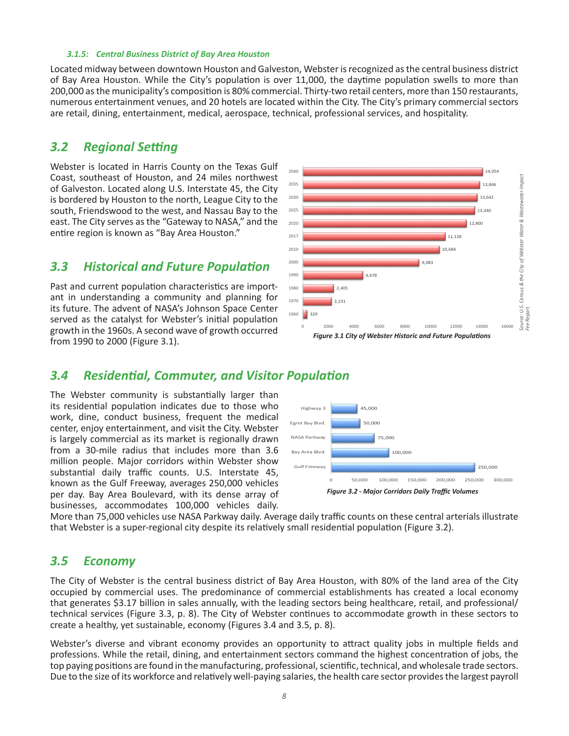#### *3.1.5: Central Business District of Bay Area Houston*

Located midway between downtown Houston and Galveston, Webster is recognized as the central business district of Bay Area Houston. While the City's population is over 11,000, the daytime population swells to more than 200,000 as the municipality's composition is 80% commercial. Thirty-two retail centers, more than 150 restaurants, numerous entertainment venues, and 20 hotels are located within the City. The City's primary commercial sectors are retail, dining, entertainment, medical, aerospace, technical, professional services, and hospitality.

## *3.2 Regional Setting*

Webster is located in Harris County on the Texas Gulf Coast, southeast of Houston, and 24 miles northwest of Galveston. Located along U.S. Interstate 45, the City is bordered by Houston to the north, League City to the south, Friendswood to the west, and Nassau Bay to the east. The City serves as the "Gateway to NASA," and the entire region is known as "Bay Area Houston."

## *3.3 Historical and Future Population*

Past and current population characteristics are important in understanding a community and planning for its future. The advent of NASA's Johnson Space Center served as the catalyst for Webster's initial population growth in the 1960s. A second wave of growth occurred from 1990 to 2000 (Figure 3.1).

| Year | Population |
|---|---|
| 2040 | 14,054 |
| 2035 | 13,846 |
| 2030 | 13,642 |
| 2025 | 13,440 |
| 2020 | 12,800 |
| 2017 | 11,128 |
| 2010 | 10,684 |
| 2000 | 9,083 |
| 1990 | 4,678 |
| 1980 | 2,405 |
| 1970 | 2,231 |
| 1960 | 329 |

*Source: U.S. Census & the City of Webster Water & Wastewater Impact Fee Report*

***Figure 3.1 City of Webster Historic and Future Populations***

## *3.4 Residential, Commuter, and Visitor Population*

The Webster community is substantially larger than its residential population indicates due to those who work, dine, conduct business, frequent the medical center, enjoy entertainment, and visit the City. Webster is largely commercial as its market is regionally drawn from a 30-mile radius that includes more than 3.6 million people. Major corridors within Webster show substantial daily traffic counts. U.S. Interstate 45, known as the Gulf Freeway, averages 250,000 vehicles per day. Bay Area Boulevard, with its dense array of businesses, accommodates 100,000 vehicles daily. More than 75,000 vehicles use NASA Parkway daily. Average daily traffic counts on these central arterials illustrate that Webster is a super-regional city despite its relatively small residential population (Figure 3.2).

| Corridor | Daily Traffic Volume |
|---|---|
| Highway 3 | 45,000 |
| Egret Bay Blvd. | 50,000 |
| NASA Parkway | 75,000 |
| Bay Area Blvd. | 100,000 |
| Gulf Freeway | 250,000 |

***Figure 3.2 - Major Corridors Daily Traffic Volumes***

## *3.5 Economy*

The City of Webster is the central business district of Bay Area Houston, with 80% of the land area of the City occupied by commercial uses. The predominance of commercial establishments has created a local economy that generates $3.17 billion in sales annually, with the leading sectors being healthcare, retail, and professional/technical services (Figure 3.3, p. 8). The City of Webster continues to accommodate growth in these sectors to create a healthy, yet sustainable, economy (Figures 3.4 and 3.5, p. 8).

Webster's diverse and vibrant economy provides an opportunity to attract quality jobs in multiple fields and professions. While the retail, dining, and entertainment sectors command the highest concentration of jobs, the top paying positions are found in the manufacturing, professional, scientific, technical, and wholesale trade sectors. Due to the size of its workforce and relatively well-paying salaries, the health care sector provides the largest payroll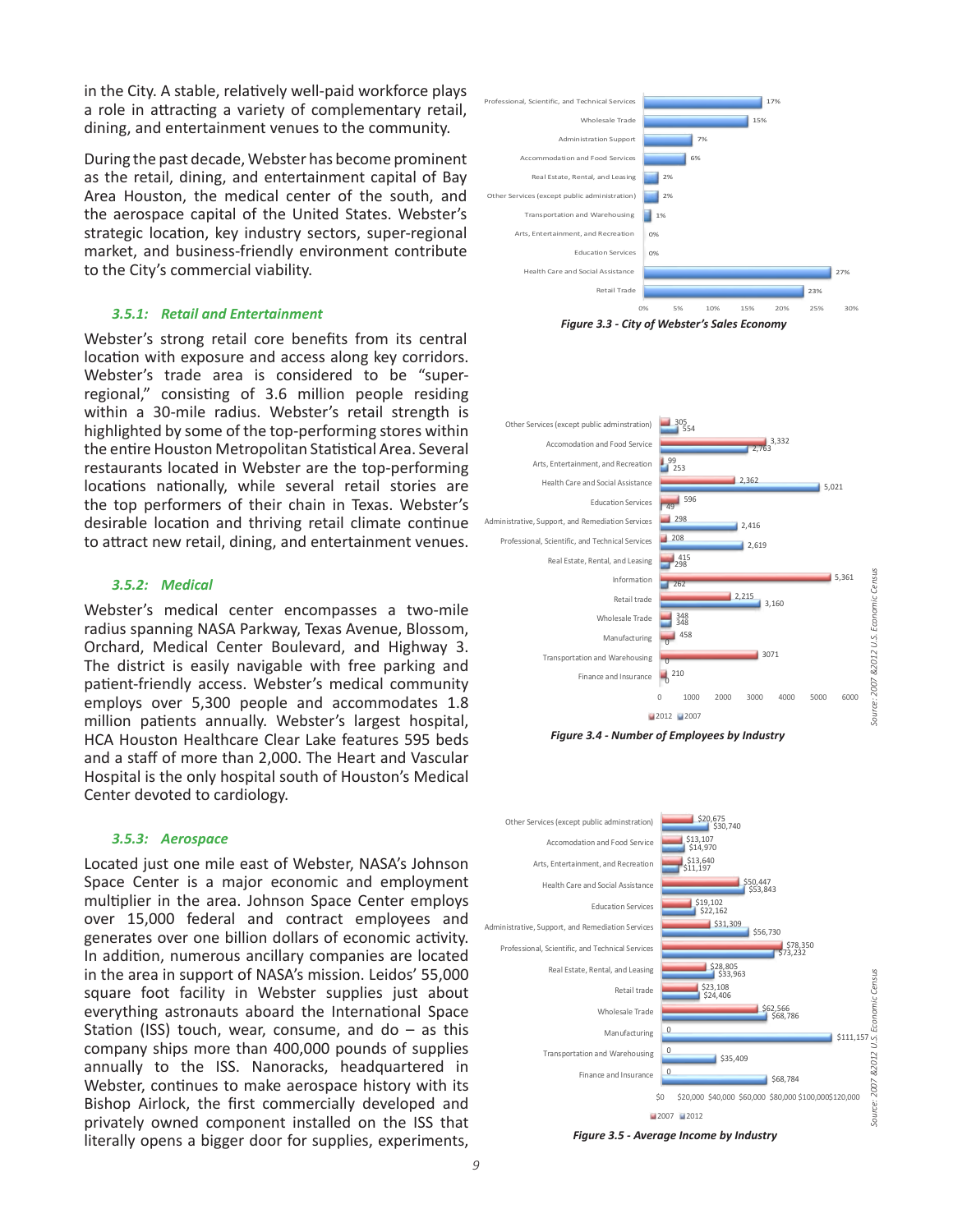in the City. A stable, relatively well-paid workforce plays a role in attracting a variety of complementary retail, dining, and entertainment venues to the community.

During the past decade, Webster has become prominent as the retail, dining, and entertainment capital of Bay Area Houston, the medical center of the south, and the aerospace capital of the United States. Webster's strategic location, key industry sectors, super-regional market, and business-friendly environment contribute to the City's commercial viability.

### *3.5.1: Retail and Entertainment*

Webster's strong retail core benefits from its central location with exposure and access along key corridors. Webster's trade area is considered to be "super-regional," consisting of 3.6 million people residing within a 30-mile radius. Webster's retail strength is highlighted by some of the top-performing stores within the entire Houston Metropolitan Statistical Area. Several restaurants located in Webster are the top-performing locations nationally, while several retail stories are the top performers of their chain in Texas. Webster's desirable location and thriving retail climate continue to attract new retail, dining, and entertainment venues.

### *3.5.2: Medical*

Webster's medical center encompasses a two-mile radius spanning NASA Parkway, Texas Avenue, Blossom, Orchard, Medical Center Boulevard, and Highway 3. The district is easily navigable with free parking and patient-friendly access. Webster's medical community employs over 5,300 people and accommodates 1.8 million patients annually. Webster's largest hospital, HCA Houston Healthcare Clear Lake features 595 beds and a staff of more than 2,000. The Heart and Vascular Hospital is the only hospital south of Houston's Medical Center devoted to cardiology.

### *3.5.3: Aerospace*

Located just one mile east of Webster, NASA's Johnson Space Center is a major economic and employment multiplier in the area. Johnson Space Center employs over 15,000 federal and contract employees and generates over one billion dollars of economic activity. In addition, numerous ancillary companies are located in the area in support of NASA's mission. Leidos' 55,000 square foot facility in Webster supplies just about everything astronauts aboard the International Space Station (ISS) touch, wear, consume, and do – as this company ships more than 400,000 pounds of supplies annually to the ISS. Nanoracks, headquartered in Webster, continues to make aerospace history with its Bishop Airlock, the first commercially developed and privately owned component installed on the ISS that literally opens a bigger door for supplies, experiments,

| Sector | Share |
|---|---|
| Professional, Scientific, and Technical Services | 17% |
| Wholesale Trade | 15% |
| Administration Support | 7% |
| Accommodation and Food Services | 6% |
| Real Estate, Rental, and Leasing | 2% |
| Other Services (except public administration) | 2% |
| Transportation and Warehousing | 1% |
| Arts, Entertainment, and Recreation | 0% |
| Education Services | 0% |
| Health Care and Social Assistance | 27% |
| Retail Trade | 23% |

***Figure 3.3 - City of Webster's Sales Economy***

| Industry | 2012 | 2007 |
|---|---|---|
| Other Services (except public adminstration) | 305 | 554 |
| Accomodation and Food Service | 3,332 | 2,763 |
| Arts, Entertainment, and Recreation | 99 | 253 |
| Health Care and Social Assistance | 2,362 | 5,021 |
| Education Services | 596 | 49 |
| Administrative, Support, and Remediation Services | 298 | 2,416 |
| Professional, Scientific, and Technical Services | 208 | 2,619 |
| Real Estate, Rental, and Leasing | 415 | 298 |
| Information | 5,361 | 262 |
| Retail trade | 2,215 | 3,160 |
| Wholesale Trade | 348 | 348 |
| Manufacturing | 458 | 0 |
| Transportation and Warehousing | 3071 | 0 |
| Finance and Insurance | 210 | 0 |

*Source : 2007 &2012 U.S. Economic Census*

***Figure 3.4 - Number of Employees by Industry***

| Industry | 2007 | 2012 |
|---|---|---|
| Other Services (except public adminstration) | $20,675 | $30,740 |
| Accomodation and Food Service | $13,107 | $14,970 |
| Arts, Entertainment, and Recreation | $13,640 | $11,197 |
| Health Care and Social Assistance | $50,447 | $53,843 |
| Education Services | $19,102 | $22,162 |
| Administrative, Support, and Remediation Services | $31,309 | $56,730 |
| Professional, Scientific, and Technical Services | $78,350 | $73,232 |
| Real Estate, Rental, and Leasing | $28,805 | $33,963 |
| Retail trade | $23,108 | $24,406 |
| Wholesale Trade | $62,566 | $68,786 |
| Manufacturing | 0 | $111,157 |
| Transportation and Warehousing | 0 | $35,409 |
| Finance and Insurance | 0 | $68,784 |

*Source: 2007 &2012 U.S. Economic Census*

***Figure 3.5 - Average Income by Industry***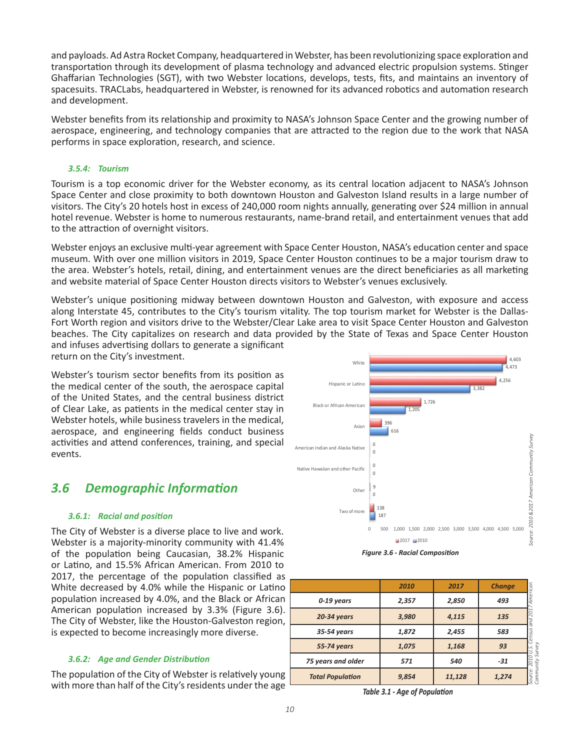and payloads. Ad Astra Rocket Company, headquartered in Webster, has been revolutionizing space exploration and transportation through its development of plasma technology and advanced electric propulsion systems. Stinger Ghaffarian Technologies (SGT), with two Webster locations, develops, tests, fits, and maintains an inventory of spacesuits. TRACLabs, headquartered in Webster, is renowned for its advanced robotics and automation research and development.

Webster benefits from its relationship and proximity to NASA's Johnson Space Center and the growing number of aerospace, engineering, and technology companies that are attracted to the region due to the work that NASA performs in space exploration, research, and science.

#### *3.5.4: Tourism*

Tourism is a top economic driver for the Webster economy, as its central location adjacent to NASA's Johnson Space Center and close proximity to both downtown Houston and Galveston Island results in a large number of visitors. The City's 20 hotels host in excess of 240,000 room nights annually, generating over $24 million in annual hotel revenue. Webster is home to numerous restaurants, name-brand retail, and entertainment venues that add to the attraction of overnight visitors.

Webster enjoys an exclusive multi-year agreement with Space Center Houston, NASA's education center and space museum. With over one million visitors in 2019, Space Center Houston continues to be a major tourism draw to the area. Webster's hotels, retail, dining, and entertainment venues are the direct beneficiaries as all marketing and website material of Space Center Houston directs visitors to Webster's venues exclusively.

Webster's unique positioning midway between downtown Houston and Galveston, with exposure and access along Interstate 45, contributes to the City's tourism vitality. The top tourism market for Webster is the Dallas-Fort Worth region and visitors drive to the Webster/Clear Lake area to visit Space Center Houston and Galveston beaches. The City capitalizes on research and data provided by the State of Texas and Space Center Houston and infuses advertising dollars to generate a significant return on the City's investment.

Webster's tourism sector benefits from its position as the medical center of the south, the aerospace capital of the United States, and the central business district of Clear Lake, as patients in the medical center stay in Webster hotels, while business travelers in the medical, aerospace, and engineering fields conduct business activities and attend conferences, training, and special events.

## 3.6 Demographic Information

#### *3.6.1: Racial and position*

The City of Webster is a diverse place to live and work. Webster is a majority-minority community with 41.4% of the population being Caucasian, 38.2% Hispanic or Latino, and 15.5% African American. From 2010 to 2017, the percentage of the population classified as White decreased by 4.0% while the Hispanic or Latino population increased by 4.0%, and the Black or African American population increased by 3.3% (Figure 3.6). The City of Webster, like the Houston-Galveston region, is expected to become increasingly more diverse.

| | 2017 | 2010 |
|---|---|---|
| White | 4,603 | 4,473 |
| Hispanic or Latino | 4,256 | 3,382 |
| Black or African American | 1,726 | 1,205 |
| Asian | 396 | 616 |
| American Indian and Alaska Native | 0 | 0 |
| Native Hawaiian and other Pacific | 0 | 0 |
| Other | 9 | 0 |
| Two of more | 138 | 187 |

Source: 2010 & 2017 American Community Survey

*Figure 3.6 - Racial Composition*

#### *3.6.2: Age and Gender Distribution*

The population of the City of Webster is relatively young with more than half of the City's residents under the age

| | 2010 | 2017 | Change |
|---|---|---|---|
| 0-19 years | 2,357 | 2,850 | 493 |
| 20-34 years | 3,980 | 4,115 | 135 |
| 35-54 years | 1,872 | 2,455 | 583 |
| 55-74 years | 1,075 | 1,168 | 93 |
| 75 years and older | 571 | 540 | -31 |
| Total Population | 9,854 | 11,128 | 1,274 |

Source: 2010 U.S. Census and 2017 American Community Survey

*Table 3.1 - Age of Population*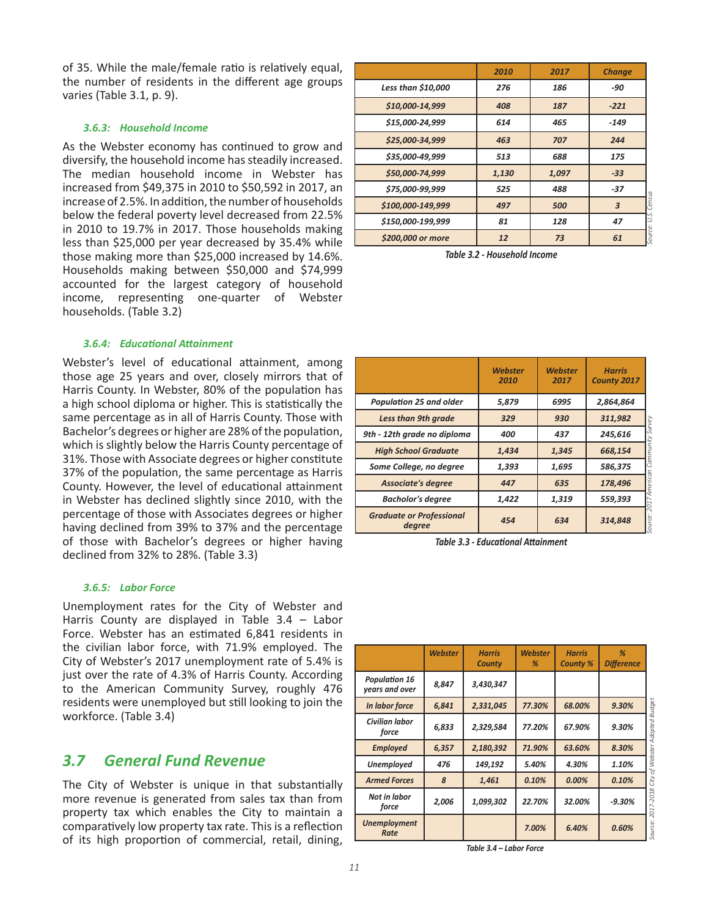of 35. While the male/female ratio is relatively equal, the number of residents in the different age groups varies (Table 3.1, p. 9).

### *3.6.3: Household Income*

As the Webster economy has continued to grow and diversify, the household income has steadily increased. The median household income in Webster has increased from $49,375 in 2010 to $50,592 in 2017, an increase of 2.5%. In addition, the number of households below the federal poverty level decreased from 22.5% in 2010 to 19.7% in 2017. Those households making less than $25,000 per year decreased by 35.4% while those making more than $25,000 increased by 14.6%. Households making between $50,000 and $74,999 accounted for the largest category of household income, representing one-quarter of Webster households. (Table 3.2)

| | 2010 | 2017 | Change |
|---|---|---|---|
| Less than $10,000 | 276 | 186 | -90 |
| $10,000-14,999 | 408 | 187 | -221 |
| $15,000-24,999 | 614 | 465 | -149 |
| $25,000-34,999 | 463 | 707 | 244 |
| $35,000-49,999 | 513 | 688 | 175 |
| $50,000-74,999 | 1,130 | 1,097 | -33 |
| $75,000-99,999 | 525 | 488 | -37 |
| $100,000-149,999 | 497 | 500 | 3 |
| $150,000-199,999 | 81 | 128 | 47 |
| $200,000 or more | 12 | 73 | 61 |

Source: U.S. Census

*Table 3.2 - Household Income*

### *3.6.4: Educational Attainment*

Webster's level of educational attainment, among those age 25 years and over, closely mirrors that of Harris County. In Webster, 80% of the population has a high school diploma or higher. This is statistically the same percentage as in all of Harris County. Those with Bachelor's degrees or higher are 28% of the population, which is slightly below the Harris County percentage of 31%. Those with Associate degrees or higher constitute 37% of the population, the same percentage as Harris County. However, the level of educational attainment in Webster has declined slightly since 2010, with the percentage of those with Associates degrees or higher having declined from 39% to 37% and the percentage of those with Bachelor's degrees or higher having declined from 32% to 28%. (Table 3.3)

| | Webster 2010 | Webster 2017 | Harris County 2017 |
|---|---|---|---|
| Population 25 and older | 5,879 | 6995 | 2,864,864 |
| Less than 9th grade | 329 | 930 | 311,982 |
| 9th - 12th grade no diploma | 400 | 437 | 245,616 |
| High School Graduate | 1,434 | 1,345 | 668,154 |
| Some College, no degree | 1,393 | 1,695 | 586,375 |
| Associate's degree | 447 | 635 | 178,496 |
| Bacholor's degree | 1,422 | 1,319 | 559,393 |
| Graduate or Professional degree | 454 | 634 | 314,848 |

Source: 2017 American Community Survey

*Table 3.3 - Educational Attainment*

### *3.6.5: Labor Force*

Unemployment rates for the City of Webster and Harris County are displayed in Table 3.4 – Labor Force. Webster has an estimated 6,841 residents in the civilian labor force, with 71.9% employed. The City of Webster's 2017 unemployment rate of 5.4% is just over the rate of 4.3% of Harris County. According to the American Community Survey, roughly 476 residents were unemployed but still looking to join the workforce. (Table 3.4)

| | Webster | Harris County | Webster % | Harris County % | % Difference |
|---|---|---|---|---|---|
| Population 16 years and over | 8,847 | 3,430,347 | | | |
| In labor force | 6,841 | 2,331,045 | 77.30% | 68.00% | 9.30% |
| Civilian labor force | 6,833 | 2,329,584 | 77.20% | 67.90% | 9.30% |
| Employed | 6,357 | 2,180,392 | 71.90% | 63.60% | 8.30% |
| Unemployed | 476 | 149,192 | 5.40% | 4.30% | 1.10% |
| Armed Forces | 8 | 1,461 | 0.10% | 0.00% | 0.10% |
| Not in labor force | 2,006 | 1,099,302 | 22.70% | 32.00% | -9.30% |
| Unemployment Rate | | | 7.00% | 6.40% | 0.60% |

Source: 2017-2018 City of Webster Adopted Budget

*Table 3.4 – Labor Force*

## *3.7 General Fund Revenue*

The City of Webster is unique in that substantially more revenue is generated from sales tax than from property tax which enables the City to maintain a comparatively low property tax rate. This is a reflection of its high proportion of commercial, retail, dining,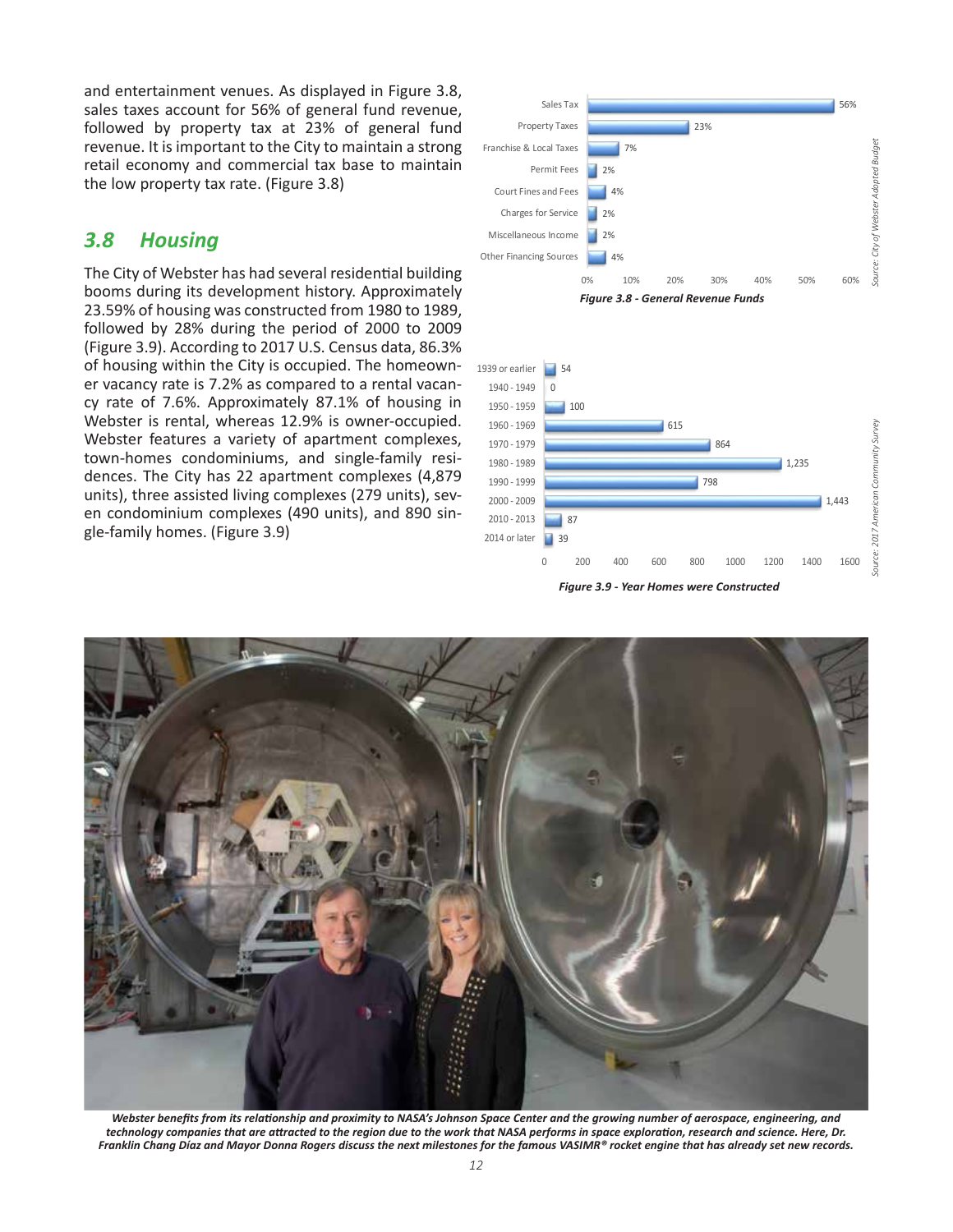and entertainment venues. As displayed in Figure 3.8, sales taxes account for 56% of general fund revenue, followed by property tax at 23% of general fund revenue. It is important to the City to maintain a strong retail economy and commercial tax base to maintain the low property tax rate. (Figure 3.8)

## *3.8 Housing*

The City of Webster has had several residential building booms during its development history. Approximately 23.59% of housing was constructed from 1980 to 1989, followed by 28% during the period of 2000 to 2009 (Figure 3.9). According to 2017 U.S. Census data, 86.3% of housing within the City is occupied. The homeowner vacancy rate is 7.2% as compared to a rental vacancy rate of 7.6%. Approximately 87.1% of housing in Webster is rental, whereas 12.9% is owner-occupied. Webster features a variety of apartment complexes, town-homes condominiums, and single-family residences. The City has 22 apartment complexes (4,879 units), three assisted living complexes (279 units), seven condominium complexes (490 units), and 890 single-family homes. (Figure 3.9)

Sales Tax 56%
Property Taxes 23%
Franchise & Local Taxes 7%
Permit Fees 2%
Court Fines and Fees 4%
Charges for Service 2%
Miscellaneous Income 2%
Other Financing Sources 4%

0% 10% 20% 30% 40% 50% 60%

Source: City of Webster Adopted Budget

*Figure 3.8 - General Revenue Funds*

1939 or earlier 54
1940 - 1949 0
1950 - 1959 100
1960 - 1969 615
1970 - 1979 864
1980 - 1989 1,235
1990 - 1999 798
2000 - 2009 1,443
2010 - 2013 87
2014 or later 39

0 200 400 600 800 1000 1200 1400 1600

Source: 2017 American Community Survey

*Figure 3.9 - Year Homes were Constructed*

***Webster benefits from its relationship and proximity to NASA's Johnson Space Center and the growing number of aerospace, engineering, and technology companies that are attracted to the region due to the work that NASA performs in space exploration, research and science. Here, Dr. Franklin Chang Díaz and Mayor Donna Rogers discuss the next milestones for the famous VASIMR® rocket engine that has already set new records.***